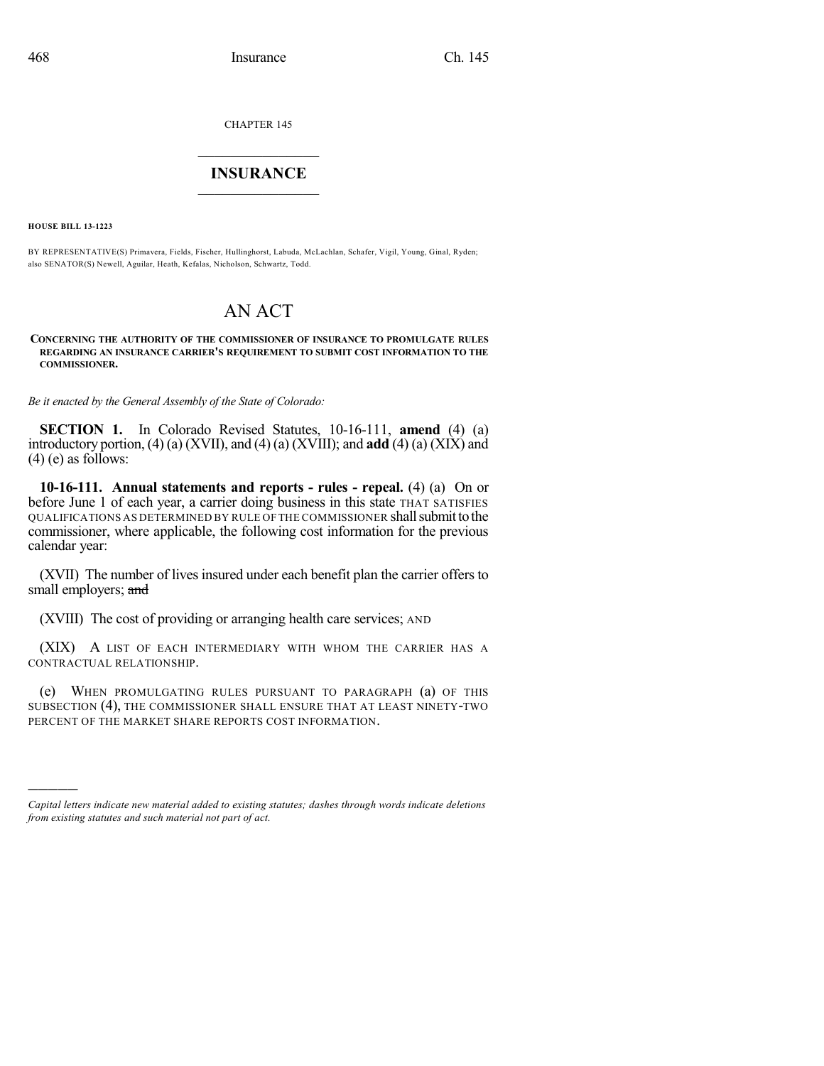CHAPTER 145

# INSURANCE

**HOUSE BILL 13-1223**

BY REPRESENTATIVE(S) Primavera, Fields, Fischer, Hullinghorst, Labuda, McLachlan, Schafer, Vigil, Young, Ginal, Ryden; also SENATOR(S) Newell, Aguilar, Heath, Kefalas, Nicholson, Schwartz, Todd.

# AN ACT

**CONCERNING THE AUTHORITY OF THE COMMISSIONER OF INSURANCE TO PROMULGATE RULES REGARDING AN INSURANCE CARRIER'S REQUIREMENT TO SUBMIT COST INFORMATION TO THE COMMISSIONER.**

*Be it enacted by the General Assembly of the State of Colorado:*

**SECTION 1.** In Colorado Revised Statutes, 10-16-111, **amend** (4) (a) introductory portion, (4) (a) (XVII), and (4) (a) (XVIII); and **add** (4) (a) (XIX) and (4) (e) as follows:

**10-16-111. Annual statements and reports - rules - repeal.** (4) (a) On or before June 1 of each year, a carrier doing business in this state THAT SATISFIES QUALIFICATIONS AS DETERMINED BY RULE OF THE COMMISSIONER shall submit to the commissioner, where applicable, the following cost information for the previous calendar year:

(XVII) The number of lives insured under each benefit plan the carrier offers to small employers; ~~and~~

(XVIII) The cost of providing or arranging health care services; AND

(XIX) A LIST OF EACH INTERMEDIARY WITH WHOM THE CARRIER HAS A CONTRACTUAL RELATIONSHIP.

(e) WHEN PROMULGATING RULES PURSUANT TO PARAGRAPH (a) OF THIS SUBSECTION (4), THE COMMISSIONER SHALL ENSURE THAT AT LEAST NINETY-TWO PERCENT OF THE MARKET SHARE REPORTS COST INFORMATION.

---

*Capital letters indicate new material added to existing statutes; dashes through words indicate deletions from existing statutes and such material not part of act.*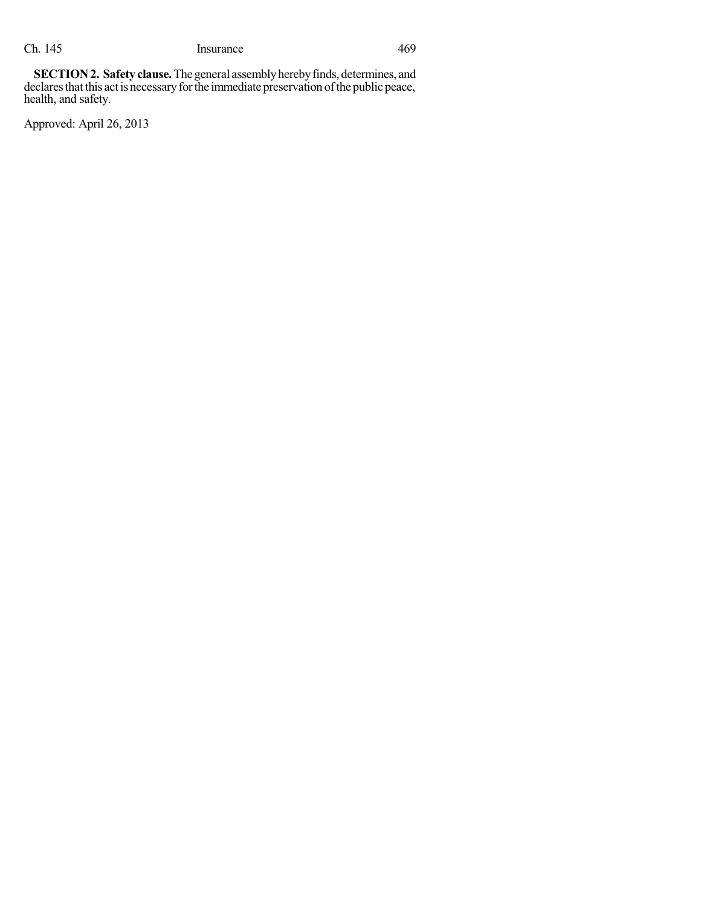**SECTION 2. Safety clause.** The general assembly hereby finds, determines, and declares that this act is necessary for the immediate preservation of the public peace, health, and safety.

Approved: April 26, 2013